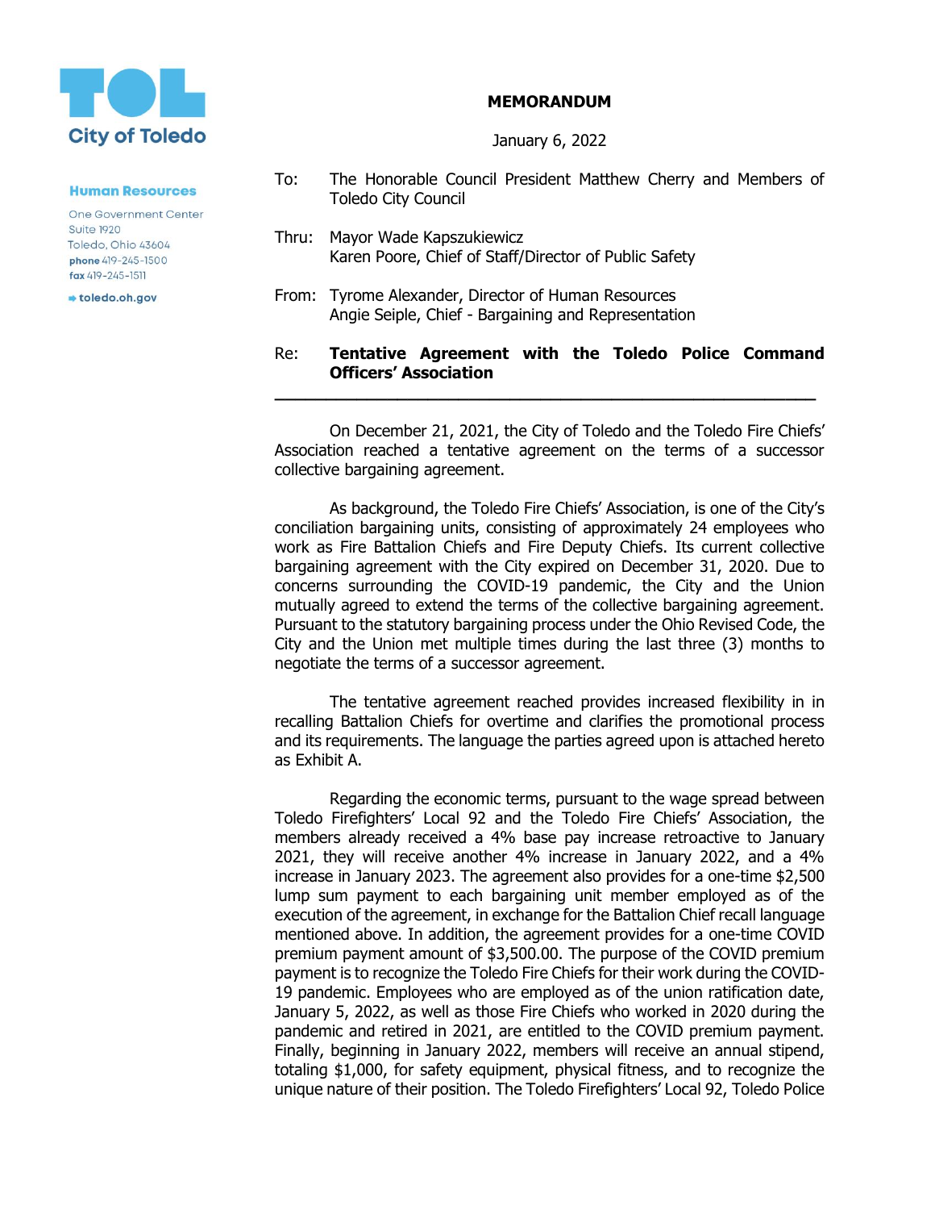TOL
City of Toledo

**Human Resources**

One Government Center
Suite 1920
Toledo, Ohio 43604
**phone** 419-245-1500
**fax** 419-245-1511

toledo.oh.gov

**MEMORANDUM**

January 6, 2022

To: The Honorable Council President Matthew Cherry and Members of Toledo City Council

Thru: Mayor Wade Kapszukiewicz
Karen Poore, Chief of Staff/Director of Public Safety

From: Tyrome Alexander, Director of Human Resources
Angie Seiple, Chief - Bargaining and Representation

Re: **Tentative Agreement with the Toledo Police Command Officers' Association**

---

On December 21, 2021, the City of Toledo and the Toledo Fire Chiefs' Association reached a tentative agreement on the terms of a successor collective bargaining agreement.

As background, the Toledo Fire Chiefs' Association, is one of the City's conciliation bargaining units, consisting of approximately 24 employees who work as Fire Battalion Chiefs and Fire Deputy Chiefs. Its current collective bargaining agreement with the City expired on December 31, 2020. Due to concerns surrounding the COVID-19 pandemic, the City and the Union mutually agreed to extend the terms of the collective bargaining agreement. Pursuant to the statutory bargaining process under the Ohio Revised Code, the City and the Union met multiple times during the last three (3) months to negotiate the terms of a successor agreement.

The tentative agreement reached provides increased flexibility in in recalling Battalion Chiefs for overtime and clarifies the promotional process and its requirements. The language the parties agreed upon is attached hereto as Exhibit A.

Regarding the economic terms, pursuant to the wage spread between Toledo Firefighters' Local 92 and the Toledo Fire Chiefs' Association, the members already received a 4% base pay increase retroactive to January 2021, they will receive another 4% increase in January 2022, and a 4% increase in January 2023. The agreement also provides for a one-time $2,500 lump sum payment to each bargaining unit member employed as of the execution of the agreement, in exchange for the Battalion Chief recall language mentioned above. In addition, the agreement provides for a one-time COVID premium payment amount of $3,500.00. The purpose of the COVID premium payment is to recognize the Toledo Fire Chiefs for their work during the COVID-19 pandemic. Employees who are employed as of the union ratification date, January 5, 2022, as well as those Fire Chiefs who worked in 2020 during the pandemic and retired in 2021, are entitled to the COVID premium payment. Finally, beginning in January 2022, members will receive an annual stipend, totaling $1,000, for safety equipment, physical fitness, and to recognize the unique nature of their position. The Toledo Firefighters' Local 92, Toledo Police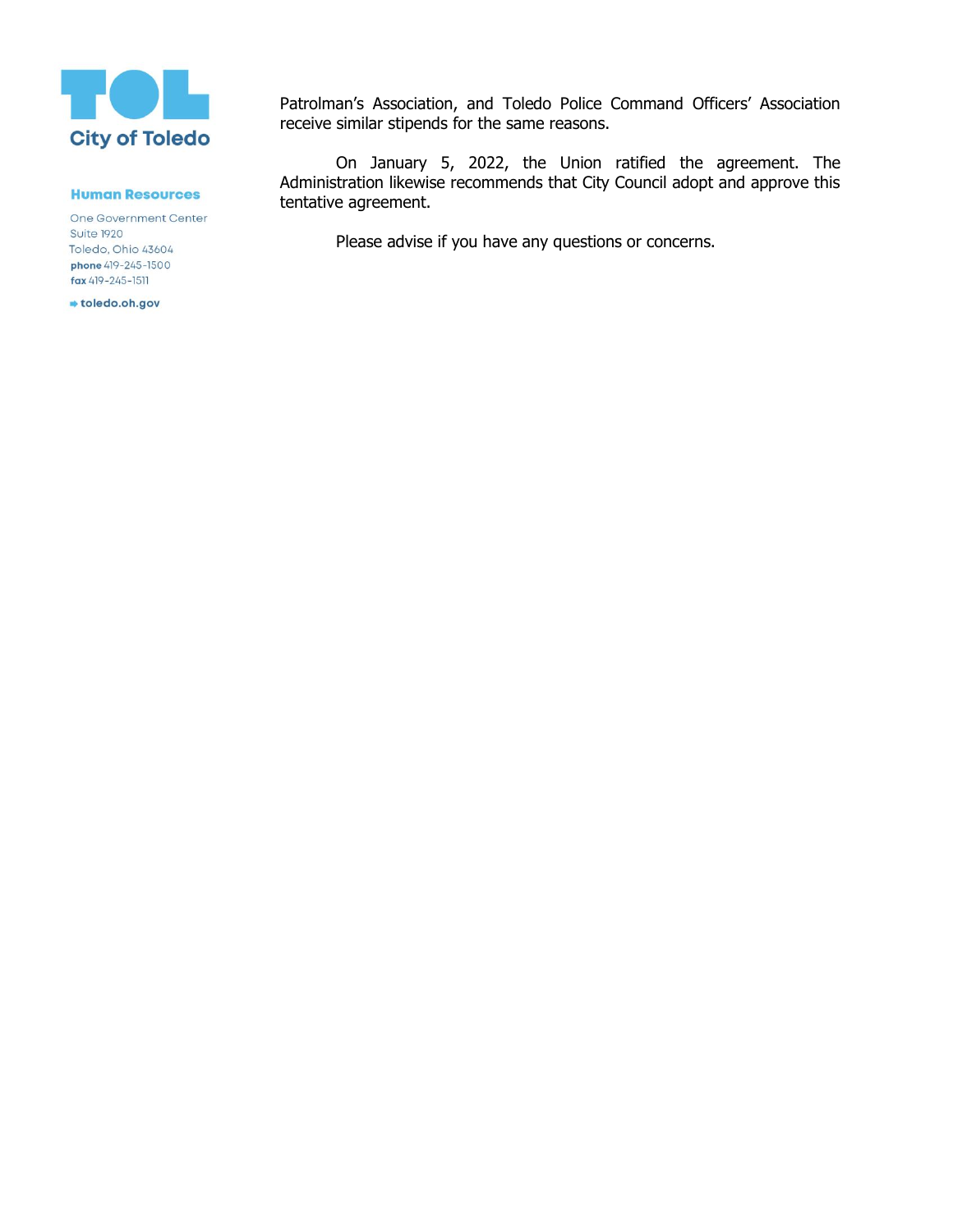City of Toledo

Human Resources

One Government Center
Suite 1920
Toledo, Ohio 43604
**phone** 419-245-1500
**fax** 419-245-1511

toledo.oh.gov

Patrolman's Association, and Toledo Police Command Officers' Association receive similar stipends for the same reasons.

On January 5, 2022, the Union ratified the agreement. The Administration likewise recommends that City Council adopt and approve this tentative agreement.

Please advise if you have any questions or concerns.